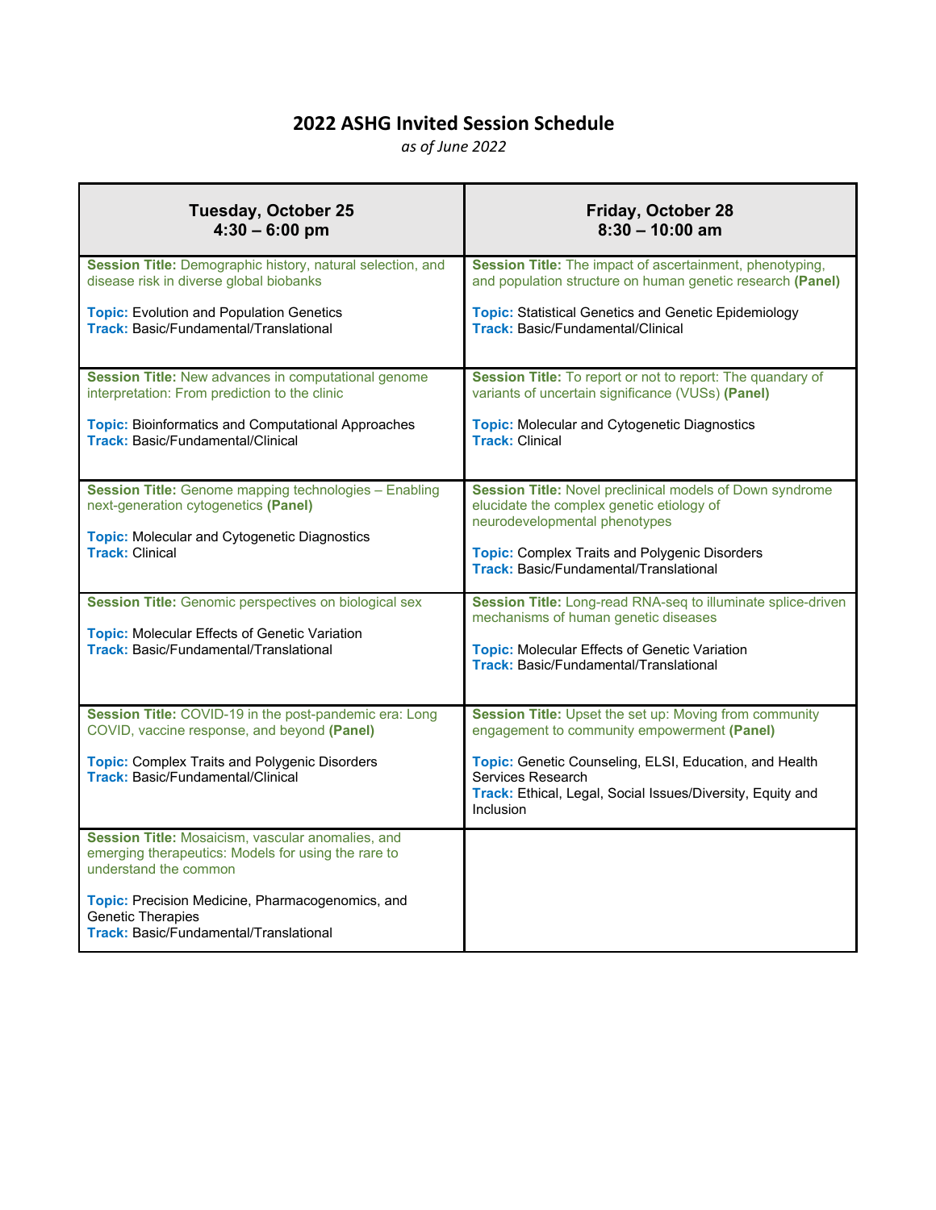# 2022 ASHG Invited Session Schedule

*as of June 2022*

| Tuesday, October 25<br>4:30 – 6:00 pm | Friday, October 28<br>8:30 – 10:00 am |
|---|---|
| **Session Title:** Demographic history, natural selection, and disease risk in diverse global biobanks<br><br>**Topic:** Evolution and Population Genetics<br>**Track:** Basic/Fundamental/Translational | **Session Title:** The impact of ascertainment, phenotyping, and population structure on human genetic research **(Panel)**<br><br>**Topic:** Statistical Genetics and Genetic Epidemiology<br>**Track:** Basic/Fundamental/Clinical |
| **Session Title:** New advances in computational genome interpretation: From prediction to the clinic<br><br>**Topic:** Bioinformatics and Computational Approaches<br>**Track:** Basic/Fundamental/Clinical | **Session Title:** To report or not to report: The quandary of variants of uncertain significance (VUSs) **(Panel)**<br><br>**Topic:** Molecular and Cytogenetic Diagnostics<br>**Track:** Clinical |
| **Session Title:** Genome mapping technologies – Enabling next-generation cytogenetics **(Panel)**<br><br>**Topic:** Molecular and Cytogenetic Diagnostics<br>**Track:** Clinical | **Session Title:** Novel preclinical models of Down syndrome elucidate the complex genetic etiology of neurodevelopmental phenotypes<br><br>**Topic:** Complex Traits and Polygenic Disorders<br>**Track:** Basic/Fundamental/Translational |
| **Session Title:** Genomic perspectives on biological sex<br><br>**Topic:** Molecular Effects of Genetic Variation<br>**Track:** Basic/Fundamental/Translational | **Session Title:** Long-read RNA-seq to illuminate splice-driven mechanisms of human genetic diseases<br><br>**Topic:** Molecular Effects of Genetic Variation<br>**Track:** Basic/Fundamental/Translational |
| **Session Title:** COVID-19 in the post-pandemic era: Long COVID, vaccine response, and beyond **(Panel)**<br><br>**Topic:** Complex Traits and Polygenic Disorders<br>**Track:** Basic/Fundamental/Clinical | **Session Title:** Upset the set up: Moving from community engagement to community empowerment **(Panel)**<br><br>**Topic:** Genetic Counseling, ELSI, Education, and Health Services Research<br>**Track:** Ethical, Legal, Social Issues/Diversity, Equity and Inclusion |
| **Session Title:** Mosaicism, vascular anomalies, and emerging therapeutics: Models for using the rare to understand the common<br><br>**Topic:** Precision Medicine, Pharmacogenomics, and Genetic Therapies<br>**Track:** Basic/Fundamental/Translational | |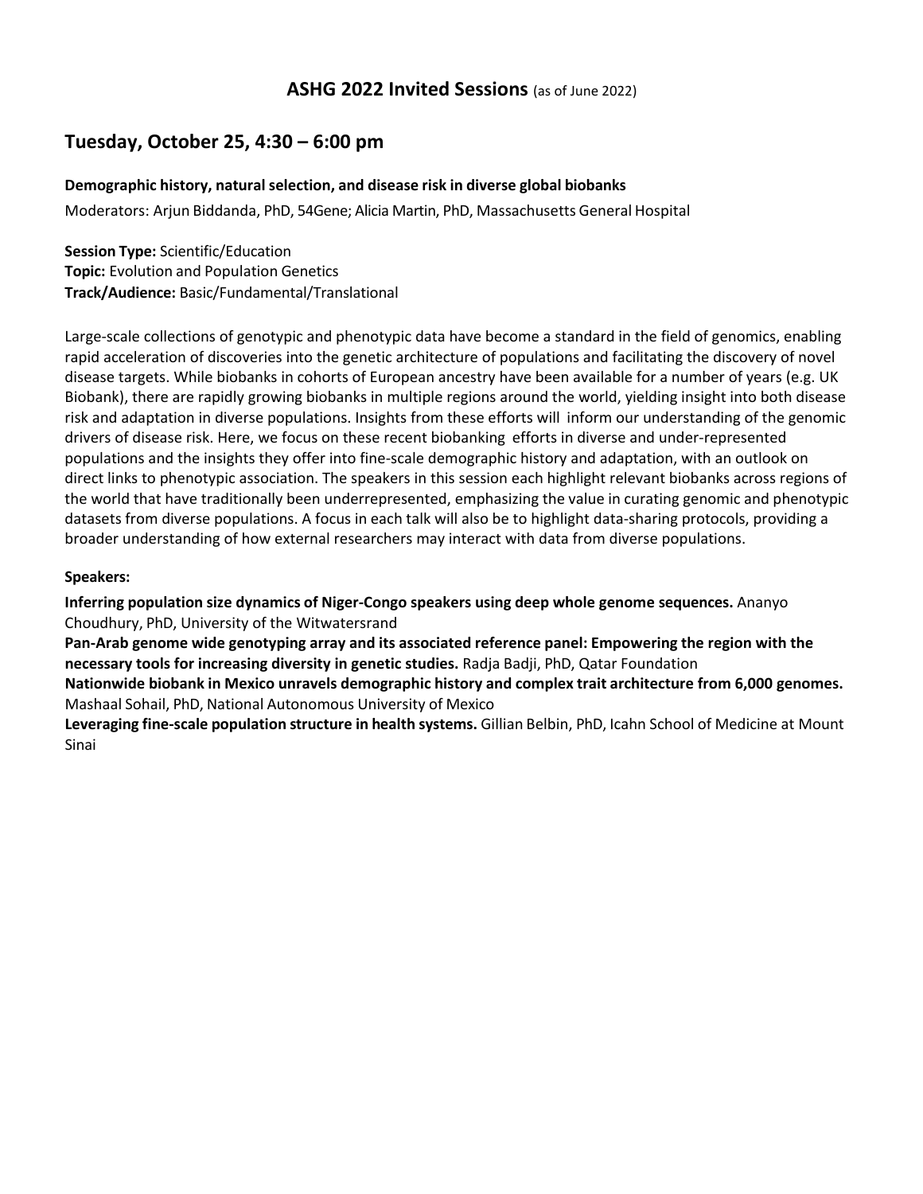## ASHG 2022 Invited Sessions (as of June 2022)

## Tuesday, October 25, 4:30 – 6:00 pm

**Demographic history, natural selection, and disease risk in diverse global biobanks**

Moderators: Arjun Biddanda, PhD, 54Gene; Alicia Martin, PhD, Massachusetts General Hospital

**Session Type:** Scientific/Education
**Topic:** Evolution and Population Genetics
**Track/Audience:** Basic/Fundamental/Translational

Large-scale collections of genotypic and phenotypic data have become a standard in the field of genomics, enabling rapid acceleration of discoveries into the genetic architecture of populations and facilitating the discovery of novel disease targets. While biobanks in cohorts of European ancestry have been available for a number of years (e.g. UK Biobank), there are rapidly growing biobanks in multiple regions around the world, yielding insight into both disease risk and adaptation in diverse populations. Insights from these efforts will inform our understanding of the genomic drivers of disease risk. Here, we focus on these recent biobanking efforts in diverse and under-represented populations and the insights they offer into fine-scale demographic history and adaptation, with an outlook on direct links to phenotypic association. The speakers in this session each highlight relevant biobanks across regions of the world that have traditionally been underrepresented, emphasizing the value in curating genomic and phenotypic datasets from diverse populations. A focus in each talk will also be to highlight data-sharing protocols, providing a broader understanding of how external researchers may interact with data from diverse populations.

**Speakers:**

**Inferring population size dynamics of Niger-Congo speakers using deep whole genome sequences.** Ananyo Choudhury, PhD, University of the Witwatersrand
**Pan-Arab genome wide genotyping array and its associated reference panel: Empowering the region with the necessary tools for increasing diversity in genetic studies.** Radja Badji, PhD, Qatar Foundation
**Nationwide biobank in Mexico unravels demographic history and complex trait architecture from 6,000 genomes.** Mashaal Sohail, PhD, National Autonomous University of Mexico
**Leveraging fine-scale population structure in health systems.** Gillian Belbin, PhD, Icahn School of Medicine at Mount Sinai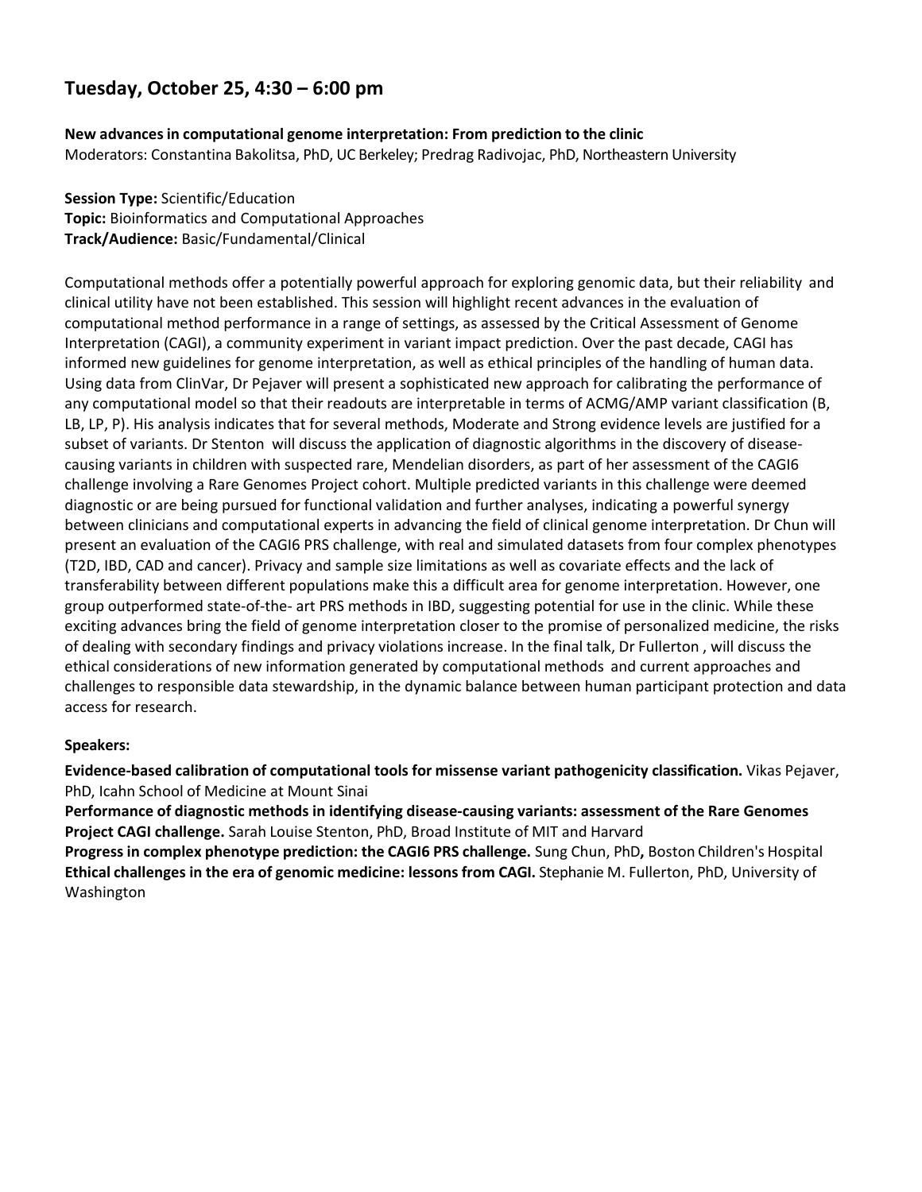## Tuesday, October 25, 4:30 – 6:00 pm

**New advances in computational genome interpretation: From prediction to the clinic**
Moderators: Constantina Bakolitsa, PhD, UC Berkeley; Predrag Radivojac, PhD, Northeastern University

**Session Type:** Scientific/Education
**Topic:** Bioinformatics and Computational Approaches
**Track/Audience:** Basic/Fundamental/Clinical

Computational methods offer a potentially powerful approach for exploring genomic data, but their reliability and clinical utility have not been established. This session will highlight recent advances in the evaluation of computational method performance in a range of settings, as assessed by the Critical Assessment of Genome Interpretation (CAGI), a community experiment in variant impact prediction. Over the past decade, CAGI has informed new guidelines for genome interpretation, as well as ethical principles of the handling of human data. Using data from ClinVar, Dr Pejaver will present a sophisticated new approach for calibrating the performance of any computational model so that their readouts are interpretable in terms of ACMG/AMP variant classification (B, LB, LP, P). His analysis indicates that for several methods, Moderate and Strong evidence levels are justified for a subset of variants. Dr Stenton will discuss the application of diagnostic algorithms in the discovery of disease-causing variants in children with suspected rare, Mendelian disorders, as part of her assessment of the CAGI6 challenge involving a Rare Genomes Project cohort. Multiple predicted variants in this challenge were deemed diagnostic or are being pursued for functional validation and further analyses, indicating a powerful synergy between clinicians and computational experts in advancing the field of clinical genome interpretation. Dr Chun will present an evaluation of the CAGI6 PRS challenge, with real and simulated datasets from four complex phenotypes (T2D, IBD, CAD and cancer). Privacy and sample size limitations as well as covariate effects and the lack of transferability between different populations make this a difficult area for genome interpretation. However, one group outperformed state-of-the- art PRS methods in IBD, suggesting potential for use in the clinic. While these exciting advances bring the field of genome interpretation closer to the promise of personalized medicine, the risks of dealing with secondary findings and privacy violations increase. In the final talk, Dr Fullerton , will discuss the ethical considerations of new information generated by computational methods and current approaches and challenges to responsible data stewardship, in the dynamic balance between human participant protection and data access for research.

**Speakers:**

**Evidence-based calibration of computational tools for missense variant pathogenicity classification.** Vikas Pejaver, PhD, Icahn School of Medicine at Mount Sinai
**Performance of diagnostic methods in identifying disease-causing variants: assessment of the Rare Genomes Project CAGI challenge.** Sarah Louise Stenton, PhD, Broad Institute of MIT and Harvard
**Progress in complex phenotype prediction: the CAGI6 PRS challenge.** Sung Chun, PhD**,** Boston Children's Hospital
**Ethical challenges in the era of genomic medicine: lessons from CAGI.** Stephanie M. Fullerton, PhD, University of Washington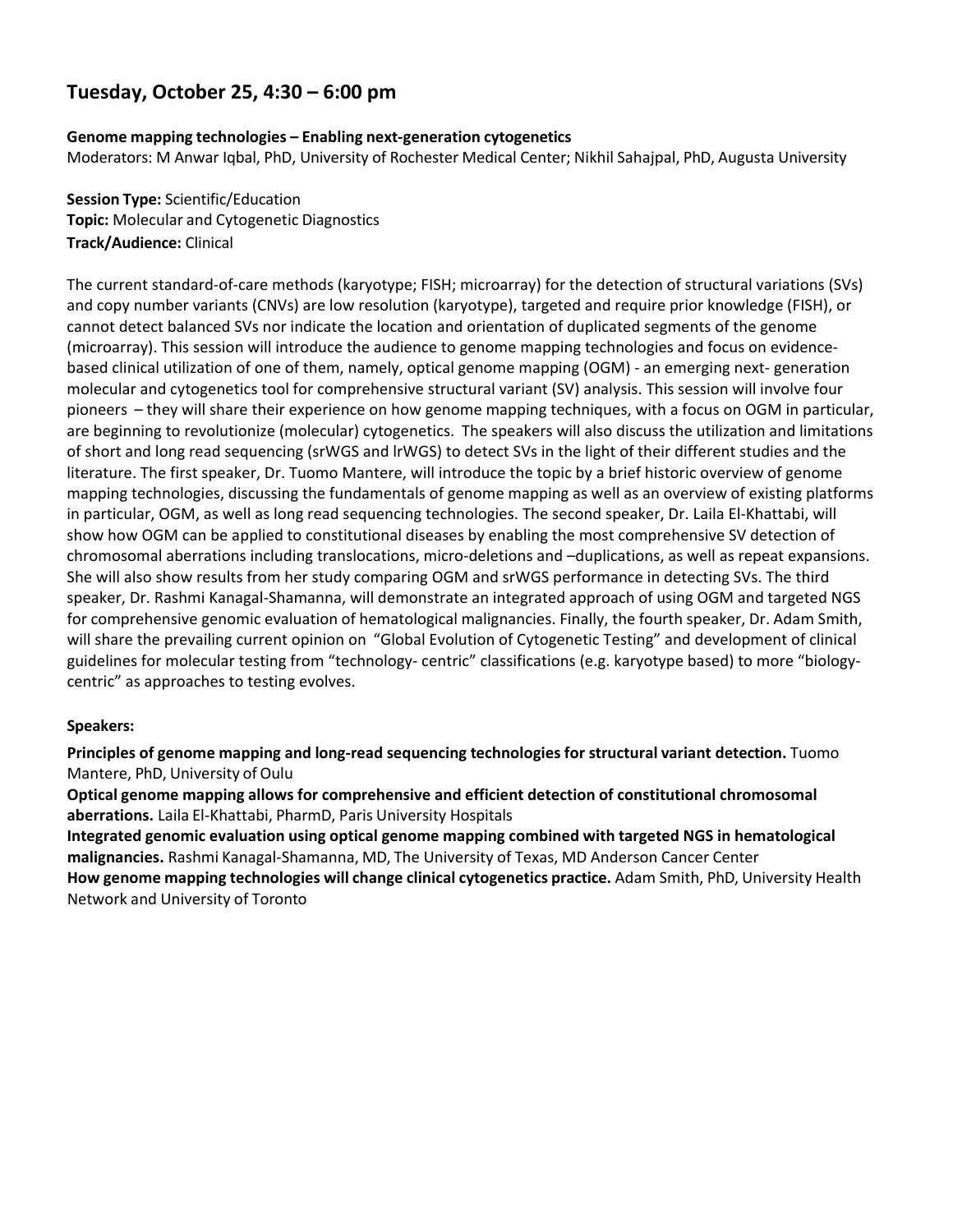## Tuesday, October 25, 4:30 – 6:00 pm

**Genome mapping technologies – Enabling next-generation cytogenetics**
Moderators: M Anwar Iqbal, PhD, University of Rochester Medical Center; Nikhil Sahajpal, PhD, Augusta University

**Session Type:** Scientific/Education
**Topic:** Molecular and Cytogenetic Diagnostics
**Track/Audience:** Clinical

The current standard-of-care methods (karyotype; FISH; microarray) for the detection of structural variations (SVs) and copy number variants (CNVs) are low resolution (karyotype), targeted and require prior knowledge (FISH), or cannot detect balanced SVs nor indicate the location and orientation of duplicated segments of the genome (microarray). This session will introduce the audience to genome mapping technologies and focus on evidence-based clinical utilization of one of them, namely, optical genome mapping (OGM) - an emerging next- generation molecular and cytogenetics tool for comprehensive structural variant (SV) analysis. This session will involve four pioneers – they will share their experience on how genome mapping techniques, with a focus on OGM in particular, are beginning to revolutionize (molecular) cytogenetics. The speakers will also discuss the utilization and limitations of short and long read sequencing (srWGS and lrWGS) to detect SVs in the light of their different studies and the literature. The first speaker, Dr. Tuomo Mantere, will introduce the topic by a brief historic overview of genome mapping technologies, discussing the fundamentals of genome mapping as well as an overview of existing platforms in particular, OGM, as well as long read sequencing technologies. The second speaker, Dr. Laila El-Khattabi, will show how OGM can be applied to constitutional diseases by enabling the most comprehensive SV detection of chromosomal aberrations including translocations, micro-deletions and –duplications, as well as repeat expansions. She will also show results from her study comparing OGM and srWGS performance in detecting SVs. The third speaker, Dr. Rashmi Kanagal-Shamanna, will demonstrate an integrated approach of using OGM and targeted NGS for comprehensive genomic evaluation of hematological malignancies. Finally, the fourth speaker, Dr. Adam Smith, will share the prevailing current opinion on "Global Evolution of Cytogenetic Testing" and development of clinical guidelines for molecular testing from "technology- centric" classifications (e.g. karyotype based) to more "biology-centric" as approaches to testing evolves.

**Speakers:**

**Principles of genome mapping and long-read sequencing technologies for structural variant detection.** Tuomo Mantere, PhD, University of Oulu

**Optical genome mapping allows for comprehensive and efficient detection of constitutional chromosomal aberrations.** Laila El-Khattabi, PharmD, Paris University Hospitals

**Integrated genomic evaluation using optical genome mapping combined with targeted NGS in hematological malignancies.** Rashmi Kanagal-Shamanna, MD, The University of Texas, MD Anderson Cancer Center

**How genome mapping technologies will change clinical cytogenetics practice.** Adam Smith, PhD, University Health Network and University of Toronto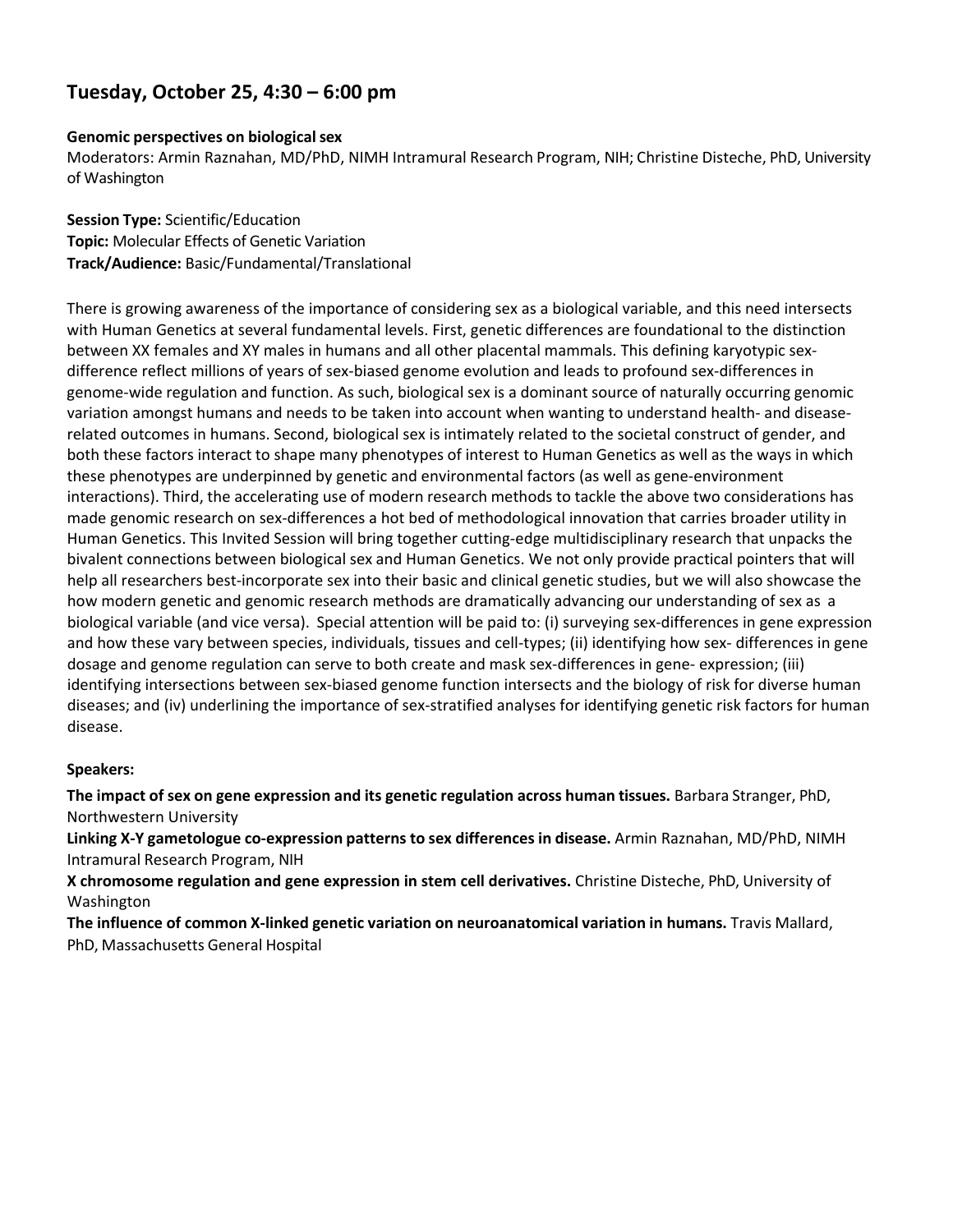## Tuesday, October 25, 4:30 – 6:00 pm

**Genomic perspectives on biological sex**
Moderators: Armin Raznahan, MD/PhD, NIMH Intramural Research Program, NIH; Christine Disteche, PhD, University of Washington

**Session Type:** Scientific/Education
**Topic:** Molecular Effects of Genetic Variation
**Track/Audience:** Basic/Fundamental/Translational

There is growing awareness of the importance of considering sex as a biological variable, and this need intersects with Human Genetics at several fundamental levels. First, genetic differences are foundational to the distinction between XX females and XY males in humans and all other placental mammals. This defining karyotypic sex-difference reflect millions of years of sex-biased genome evolution and leads to profound sex-differences in genome-wide regulation and function. As such, biological sex is a dominant source of naturally occurring genomic variation amongst humans and needs to be taken into account when wanting to understand health- and disease-related outcomes in humans. Second, biological sex is intimately related to the societal construct of gender, and both these factors interact to shape many phenotypes of interest to Human Genetics as well as the ways in which these phenotypes are underpinned by genetic and environmental factors (as well as gene-environment interactions). Third, the accelerating use of modern research methods to tackle the above two considerations has made genomic research on sex-differences a hot bed of methodological innovation that carries broader utility in Human Genetics. This Invited Session will bring together cutting-edge multidisciplinary research that unpacks the bivalent connections between biological sex and Human Genetics. We not only provide practical pointers that will help all researchers best-incorporate sex into their basic and clinical genetic studies, but we will also showcase the how modern genetic and genomic research methods are dramatically advancing our understanding of sex as a biological variable (and vice versa). Special attention will be paid to: (i) surveying sex-differences in gene expression and how these vary between species, individuals, tissues and cell-types; (ii) identifying how sex- differences in gene dosage and genome regulation can serve to both create and mask sex-differences in gene- expression; (iii) identifying intersections between sex-biased genome function intersects and the biology of risk for diverse human diseases; and (iv) underlining the importance of sex-stratified analyses for identifying genetic risk factors for human disease.

**Speakers:**

**The impact of sex on gene expression and its genetic regulation across human tissues.** Barbara Stranger, PhD, Northwestern University

**Linking X-Y gametologue co-expression patterns to sex differences in disease.** Armin Raznahan, MD/PhD, NIMH Intramural Research Program, NIH

**X chromosome regulation and gene expression in stem cell derivatives.** Christine Disteche, PhD, University of Washington

**The influence of common X-linked genetic variation on neuroanatomical variation in humans.** Travis Mallard, PhD, Massachusetts General Hospital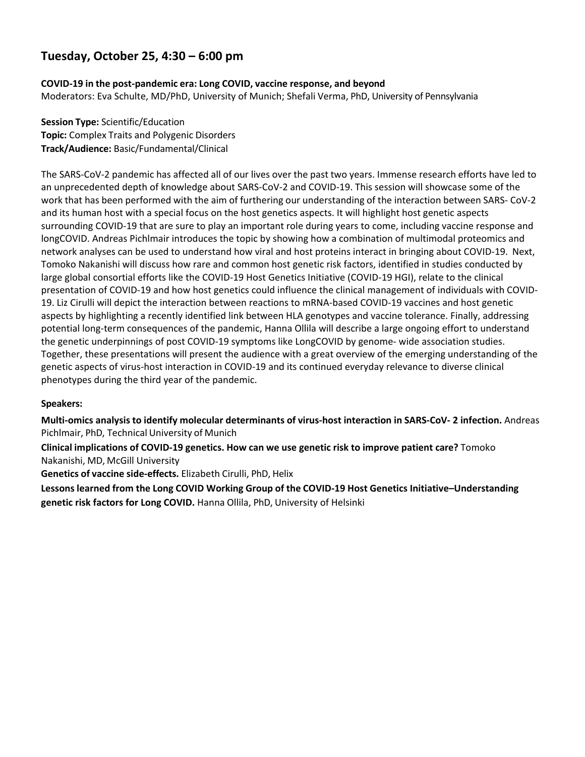## Tuesday, October 25, 4:30 – 6:00 pm

**COVID-19 in the post-pandemic era: Long COVID, vaccine response, and beyond**
Moderators: Eva Schulte, MD/PhD, University of Munich; Shefali Verma, PhD, University of Pennsylvania

**Session Type:** Scientific/Education
**Topic:** Complex Traits and Polygenic Disorders
**Track/Audience:** Basic/Fundamental/Clinical

The SARS-CoV-2 pandemic has affected all of our lives over the past two years. Immense research efforts have led to an unprecedented depth of knowledge about SARS-CoV-2 and COVID-19. This session will showcase some of the work that has been performed with the aim of furthering our understanding of the interaction between SARS- CoV-2 and its human host with a special focus on the host genetics aspects. It will highlight host genetic aspects surrounding COVID-19 that are sure to play an important role during years to come, including vaccine response and longCOVID. Andreas Pichlmair introduces the topic by showing how a combination of multimodal proteomics and network analyses can be used to understand how viral and host proteins interact in bringing about COVID-19. Next, Tomoko Nakanishi will discuss how rare and common host genetic risk factors, identified in studies conducted by large global consortial efforts like the COVID-19 Host Genetics Initiative (COVID-19 HGI), relate to the clinical presentation of COVID-19 and how host genetics could influence the clinical management of individuals with COVID-19. Liz Cirulli will depict the interaction between reactions to mRNA-based COVID-19 vaccines and host genetic aspects by highlighting a recently identified link between HLA genotypes and vaccine tolerance. Finally, addressing potential long-term consequences of the pandemic, Hanna Ollila will describe a large ongoing effort to understand the genetic underpinnings of post COVID-19 symptoms like LongCOVID by genome- wide association studies. Together, these presentations will present the audience with a great overview of the emerging understanding of the genetic aspects of virus-host interaction in COVID-19 and its continued everyday relevance to diverse clinical phenotypes during the third year of the pandemic.

**Speakers:**

**Multi-omics analysis to identify molecular determinants of virus-host interaction in SARS-CoV- 2 infection.** Andreas Pichlmair, PhD, Technical University of Munich

**Clinical implications of COVID-19 genetics. How can we use genetic risk to improve patient care?** Tomoko Nakanishi, MD, McGill University

**Genetics of vaccine side-effects.** Elizabeth Cirulli, PhD, Helix

**Lessons learned from the Long COVID Working Group of the COVID-19 Host Genetics Initiative–Understanding genetic risk factors for Long COVID.** Hanna Ollila, PhD, University of Helsinki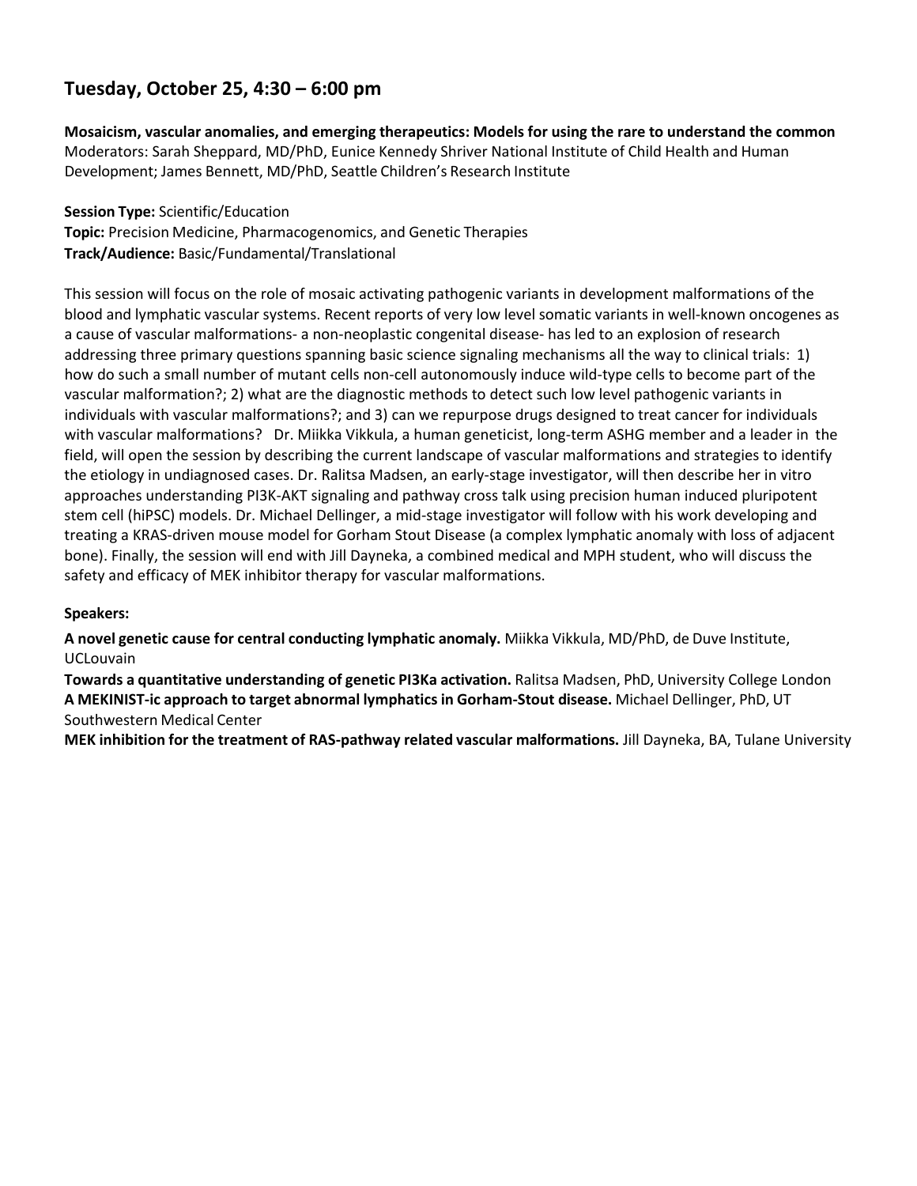## Tuesday, October 25, 4:30 – 6:00 pm

**Mosaicism, vascular anomalies, and emerging therapeutics: Models for using the rare to understand the common**
Moderators: Sarah Sheppard, MD/PhD, Eunice Kennedy Shriver National Institute of Child Health and Human Development; James Bennett, MD/PhD, Seattle Children's Research Institute

**Session Type:** Scientific/Education
**Topic:** Precision Medicine, Pharmacogenomics, and Genetic Therapies
**Track/Audience:** Basic/Fundamental/Translational

This session will focus on the role of mosaic activating pathogenic variants in development malformations of the blood and lymphatic vascular systems. Recent reports of very low level somatic variants in well-known oncogenes as a cause of vascular malformations- a non-neoplastic congenital disease- has led to an explosion of research addressing three primary questions spanning basic science signaling mechanisms all the way to clinical trials: 1) how do such a small number of mutant cells non-cell autonomously induce wild-type cells to become part of the vascular malformation?; 2) what are the diagnostic methods to detect such low level pathogenic variants in individuals with vascular malformations?; and 3) can we repurpose drugs designed to treat cancer for individuals with vascular malformations? Dr. Miikka Vikkula, a human geneticist, long-term ASHG member and a leader in the field, will open the session by describing the current landscape of vascular malformations and strategies to identify the etiology in undiagnosed cases. Dr. Ralitsa Madsen, an early-stage investigator, will then describe her in vitro approaches understanding PI3K-AKT signaling and pathway cross talk using precision human induced pluripotent stem cell (hiPSC) models. Dr. Michael Dellinger, a mid-stage investigator will follow with his work developing and treating a KRAS-driven mouse model for Gorham Stout Disease (a complex lymphatic anomaly with loss of adjacent bone). Finally, the session will end with Jill Dayneka, a combined medical and MPH student, who will discuss the safety and efficacy of MEK inhibitor therapy for vascular malformations.

**Speakers:**

**A novel genetic cause for central conducting lymphatic anomaly.** Miikka Vikkula, MD/PhD, de Duve Institute, UCLouvain
**Towards a quantitative understanding of genetic PI3Ka activation.** Ralitsa Madsen, PhD, University College London
**A MEKINIST-ic approach to target abnormal lymphatics in Gorham-Stout disease.** Michael Dellinger, PhD, UT Southwestern Medical Center
**MEK inhibition for the treatment of RAS-pathway related vascular malformations.** Jill Dayneka, BA, Tulane University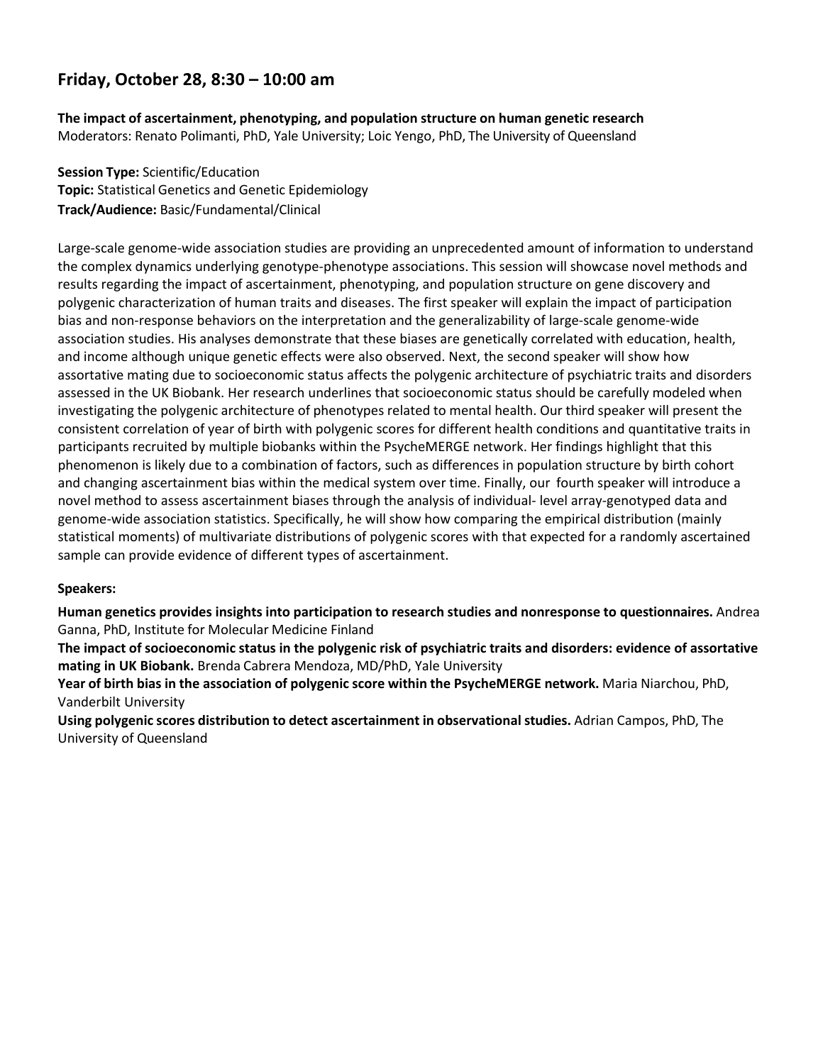## Friday, October 28, 8:30 – 10:00 am

**The impact of ascertainment, phenotyping, and population structure on human genetic research**
Moderators: Renato Polimanti, PhD, Yale University; Loic Yengo, PhD, The University of Queensland

**Session Type:** Scientific/Education
**Topic:** Statistical Genetics and Genetic Epidemiology
**Track/Audience:** Basic/Fundamental/Clinical

Large-scale genome-wide association studies are providing an unprecedented amount of information to understand the complex dynamics underlying genotype-phenotype associations. This session will showcase novel methods and results regarding the impact of ascertainment, phenotyping, and population structure on gene discovery and polygenic characterization of human traits and diseases. The first speaker will explain the impact of participation bias and non-response behaviors on the interpretation and the generalizability of large-scale genome-wide association studies. His analyses demonstrate that these biases are genetically correlated with education, health, and income although unique genetic effects were also observed. Next, the second speaker will show how assortative mating due to socioeconomic status affects the polygenic architecture of psychiatric traits and disorders assessed in the UK Biobank. Her research underlines that socioeconomic status should be carefully modeled when investigating the polygenic architecture of phenotypes related to mental health. Our third speaker will present the consistent correlation of year of birth with polygenic scores for different health conditions and quantitative traits in participants recruited by multiple biobanks within the PsycheMERGE network. Her findings highlight that this phenomenon is likely due to a combination of factors, such as differences in population structure by birth cohort and changing ascertainment bias within the medical system over time. Finally, our fourth speaker will introduce a novel method to assess ascertainment biases through the analysis of individual- level array-genotyped data and genome-wide association statistics. Specifically, he will show how comparing the empirical distribution (mainly statistical moments) of multivariate distributions of polygenic scores with that expected for a randomly ascertained sample can provide evidence of different types of ascertainment.

**Speakers:**

**Human genetics provides insights into participation to research studies and nonresponse to questionnaires.** Andrea Ganna, PhD, Institute for Molecular Medicine Finland

**The impact of socioeconomic status in the polygenic risk of psychiatric traits and disorders: evidence of assortative mating in UK Biobank.** Brenda Cabrera Mendoza, MD/PhD, Yale University

**Year of birth bias in the association of polygenic score within the PsycheMERGE network.** Maria Niarchou, PhD, Vanderbilt University

**Using polygenic scores distribution to detect ascertainment in observational studies.** Adrian Campos, PhD, The University of Queensland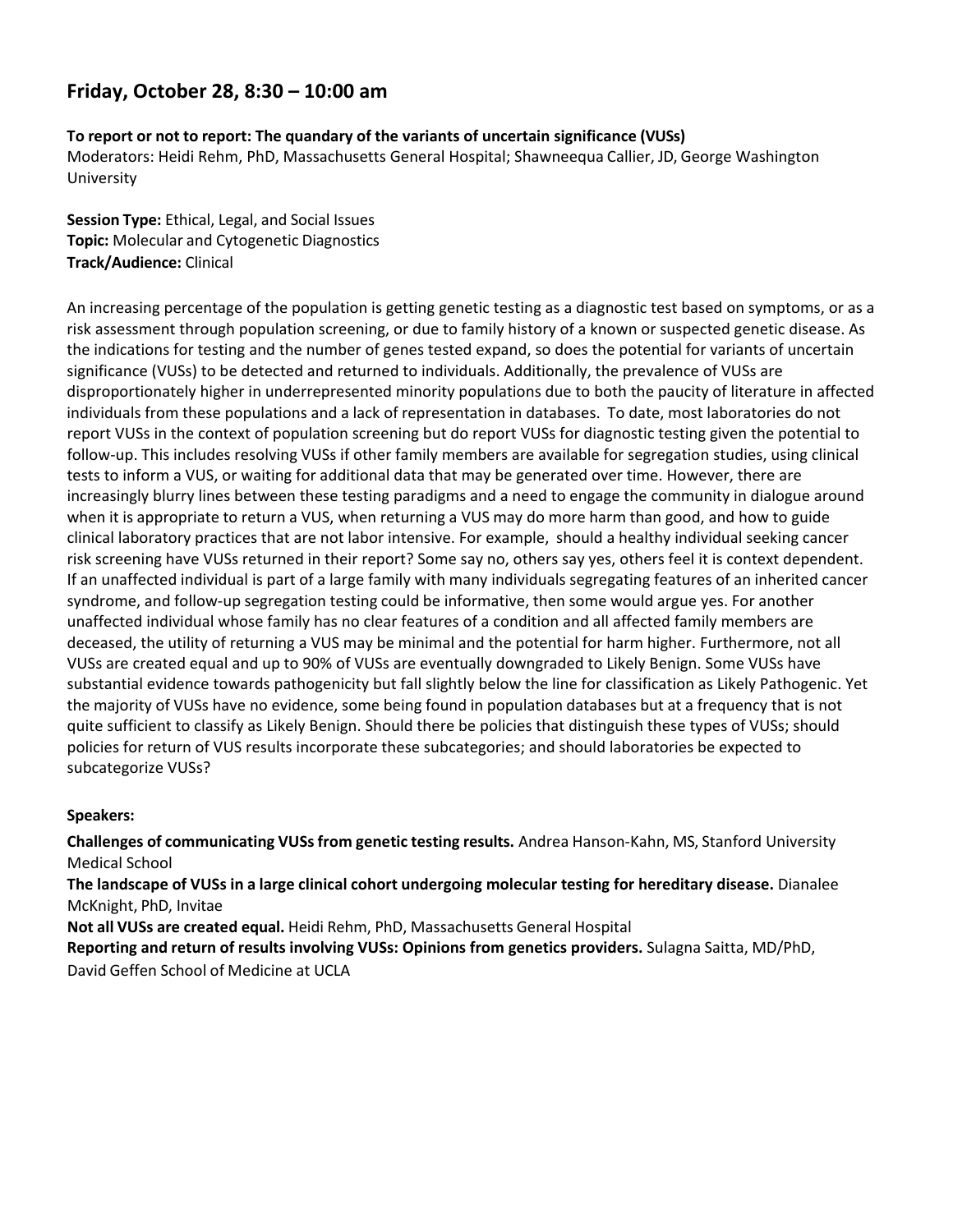## Friday, October 28, 8:30 – 10:00 am

**To report or not to report: The quandary of the variants of uncertain significance (VUSs)**
Moderators: Heidi Rehm, PhD, Massachusetts General Hospital; Shawneequa Callier, JD, George Washington University

**Session Type:** Ethical, Legal, and Social Issues
**Topic:** Molecular and Cytogenetic Diagnostics
**Track/Audience:** Clinical

An increasing percentage of the population is getting genetic testing as a diagnostic test based on symptoms, or as a risk assessment through population screening, or due to family history of a known or suspected genetic disease. As the indications for testing and the number of genes tested expand, so does the potential for variants of uncertain significance (VUSs) to be detected and returned to individuals. Additionally, the prevalence of VUSs are disproportionately higher in underrepresented minority populations due to both the paucity of literature in affected individuals from these populations and a lack of representation in databases. To date, most laboratories do not report VUSs in the context of population screening but do report VUSs for diagnostic testing given the potential to follow-up. This includes resolving VUSs if other family members are available for segregation studies, using clinical tests to inform a VUS, or waiting for additional data that may be generated over time. However, there are increasingly blurry lines between these testing paradigms and a need to engage the community in dialogue around when it is appropriate to return a VUS, when returning a VUS may do more harm than good, and how to guide clinical laboratory practices that are not labor intensive. For example, should a healthy individual seeking cancer risk screening have VUSs returned in their report? Some say no, others say yes, others feel it is context dependent. If an unaffected individual is part of a large family with many individuals segregating features of an inherited cancer syndrome, and follow-up segregation testing could be informative, then some would argue yes. For another unaffected individual whose family has no clear features of a condition and all affected family members are deceased, the utility of returning a VUS may be minimal and the potential for harm higher. Furthermore, not all VUSs are created equal and up to 90% of VUSs are eventually downgraded to Likely Benign. Some VUSs have substantial evidence towards pathogenicity but fall slightly below the line for classification as Likely Pathogenic. Yet the majority of VUSs have no evidence, some being found in population databases but at a frequency that is not quite sufficient to classify as Likely Benign. Should there be policies that distinguish these types of VUSs; should policies for return of VUS results incorporate these subcategories; and should laboratories be expected to subcategorize VUSs?

**Speakers:**

**Challenges of communicating VUSs from genetic testing results.** Andrea Hanson-Kahn, MS, Stanford University Medical School

**The landscape of VUSs in a large clinical cohort undergoing molecular testing for hereditary disease.** Dianalee McKnight, PhD, Invitae

**Not all VUSs are created equal.** Heidi Rehm, PhD, Massachusetts General Hospital

**Reporting and return of results involving VUSs: Opinions from genetics providers.** Sulagna Saitta, MD/PhD, David Geffen School of Medicine at UCLA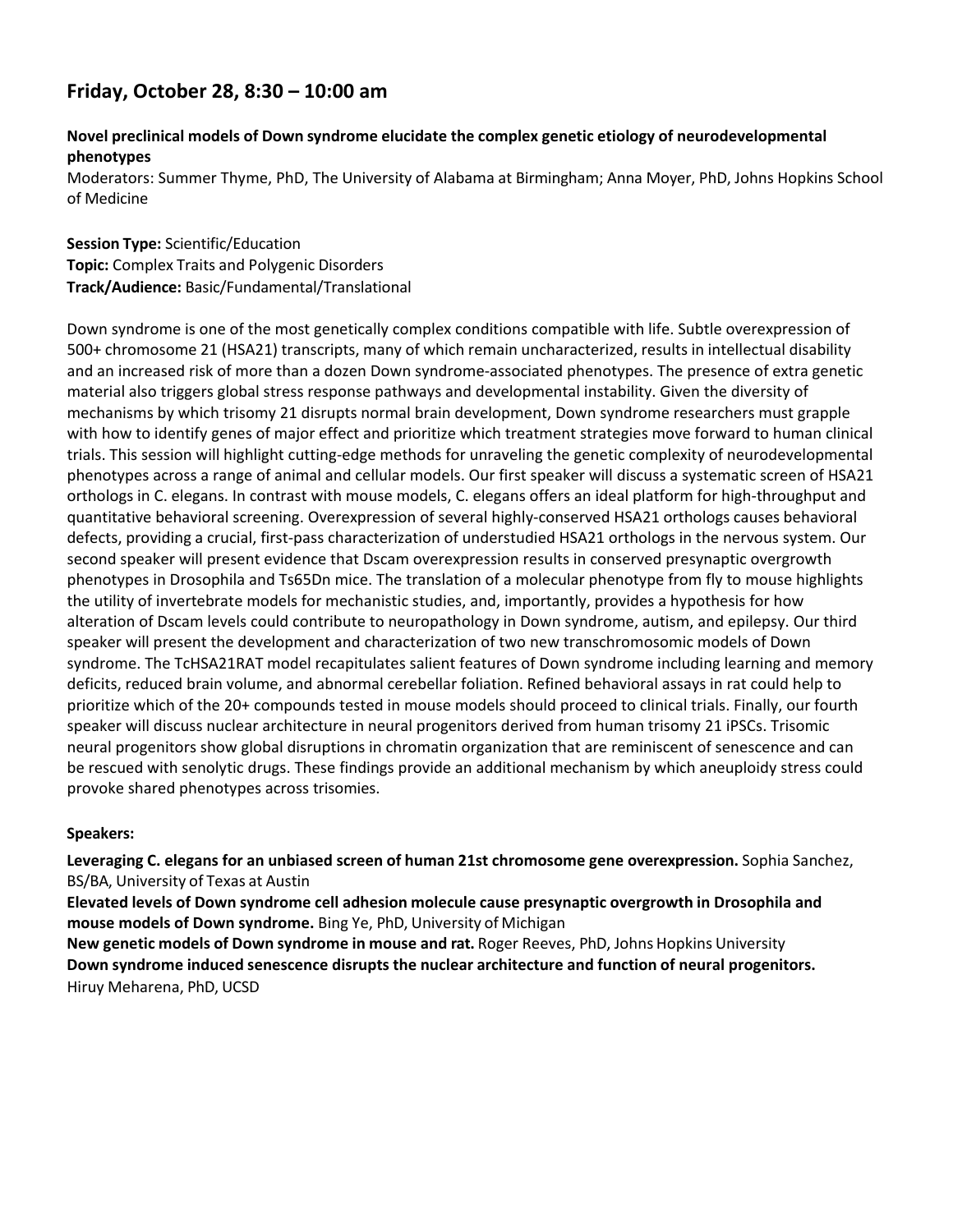## Friday, October 28, 8:30 – 10:00 am

**Novel preclinical models of Down syndrome elucidate the complex genetic etiology of neurodevelopmental phenotypes**
Moderators: Summer Thyme, PhD, The University of Alabama at Birmingham; Anna Moyer, PhD, Johns Hopkins School of Medicine

**Session Type:** Scientific/Education
**Topic:** Complex Traits and Polygenic Disorders
**Track/Audience:** Basic/Fundamental/Translational

Down syndrome is one of the most genetically complex conditions compatible with life. Subtle overexpression of 500+ chromosome 21 (HSA21) transcripts, many of which remain uncharacterized, results in intellectual disability and an increased risk of more than a dozen Down syndrome-associated phenotypes. The presence of extra genetic material also triggers global stress response pathways and developmental instability. Given the diversity of mechanisms by which trisomy 21 disrupts normal brain development, Down syndrome researchers must grapple with how to identify genes of major effect and prioritize which treatment strategies move forward to human clinical trials. This session will highlight cutting-edge methods for unraveling the genetic complexity of neurodevelopmental phenotypes across a range of animal and cellular models. Our first speaker will discuss a systematic screen of HSA21 orthologs in C. elegans. In contrast with mouse models, C. elegans offers an ideal platform for high-throughput and quantitative behavioral screening. Overexpression of several highly-conserved HSA21 orthologs causes behavioral defects, providing a crucial, first-pass characterization of understudied HSA21 orthologs in the nervous system. Our second speaker will present evidence that Dscam overexpression results in conserved presynaptic overgrowth phenotypes in Drosophila and Ts65Dn mice. The translation of a molecular phenotype from fly to mouse highlights the utility of invertebrate models for mechanistic studies, and, importantly, provides a hypothesis for how alteration of Dscam levels could contribute to neuropathology in Down syndrome, autism, and epilepsy. Our third speaker will present the development and characterization of two new transchromosomic models of Down syndrome. The TcHSA21RAT model recapitulates salient features of Down syndrome including learning and memory deficits, reduced brain volume, and abnormal cerebellar foliation. Refined behavioral assays in rat could help to prioritize which of the 20+ compounds tested in mouse models should proceed to clinical trials. Finally, our fourth speaker will discuss nuclear architecture in neural progenitors derived from human trisomy 21 iPSCs. Trisomic neural progenitors show global disruptions in chromatin organization that are reminiscent of senescence and can be rescued with senolytic drugs. These findings provide an additional mechanism by which aneuploidy stress could provoke shared phenotypes across trisomies.

**Speakers:**

**Leveraging C. elegans for an unbiased screen of human 21st chromosome gene overexpression.** Sophia Sanchez, BS/BA, University of Texas at Austin

**Elevated levels of Down syndrome cell adhesion molecule cause presynaptic overgrowth in Drosophila and mouse models of Down syndrome.** Bing Ye, PhD, University of Michigan

**New genetic models of Down syndrome in mouse and rat.** Roger Reeves, PhD, Johns Hopkins University

**Down syndrome induced senescence disrupts the nuclear architecture and function of neural progenitors.** Hiruy Meharena, PhD, UCSD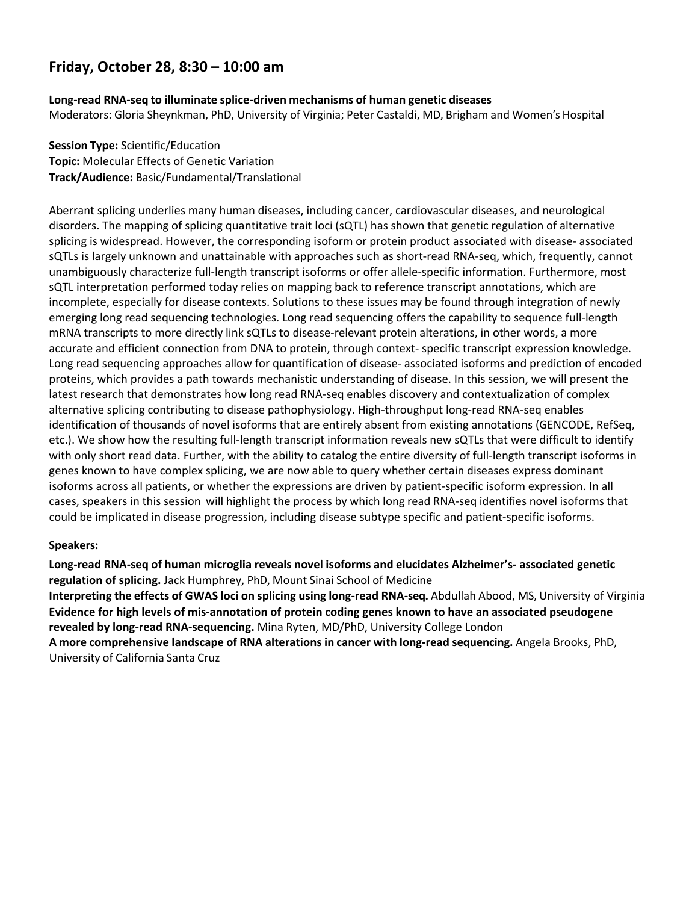## Friday, October 28, 8:30 – 10:00 am

**Long-read RNA-seq to illuminate splice-driven mechanisms of human genetic diseases**
Moderators: Gloria Sheynkman, PhD, University of Virginia; Peter Castaldi, MD, Brigham and Women's Hospital

**Session Type:** Scientific/Education
**Topic:** Molecular Effects of Genetic Variation
**Track/Audience:** Basic/Fundamental/Translational

Aberrant splicing underlies many human diseases, including cancer, cardiovascular diseases, and neurological disorders. The mapping of splicing quantitative trait loci (sQTL) has shown that genetic regulation of alternative splicing is widespread. However, the corresponding isoform or protein product associated with disease- associated sQTLs is largely unknown and unattainable with approaches such as short-read RNA-seq, which, frequently, cannot unambiguously characterize full-length transcript isoforms or offer allele-specific information. Furthermore, most sQTL interpretation performed today relies on mapping back to reference transcript annotations, which are incomplete, especially for disease contexts. Solutions to these issues may be found through integration of newly emerging long read sequencing technologies. Long read sequencing offers the capability to sequence full-length mRNA transcripts to more directly link sQTLs to disease-relevant protein alterations, in other words, a more accurate and efficient connection from DNA to protein, through context- specific transcript expression knowledge. Long read sequencing approaches allow for quantification of disease- associated isoforms and prediction of encoded proteins, which provides a path towards mechanistic understanding of disease. In this session, we will present the latest research that demonstrates how long read RNA-seq enables discovery and contextualization of complex alternative splicing contributing to disease pathophysiology. High-throughput long-read RNA-seq enables identification of thousands of novel isoforms that are entirely absent from existing annotations (GENCODE, RefSeq, etc.). We show how the resulting full-length transcript information reveals new sQTLs that were difficult to identify with only short read data. Further, with the ability to catalog the entire diversity of full-length transcript isoforms in genes known to have complex splicing, we are now able to query whether certain diseases express dominant isoforms across all patients, or whether the expressions are driven by patient-specific isoform expression. In all cases, speakers in this session will highlight the process by which long read RNA-seq identifies novel isoforms that could be implicated in disease progression, including disease subtype specific and patient-specific isoforms.

**Speakers:**

**Long-read RNA-seq of human microglia reveals novel isoforms and elucidates Alzheimer's- associated genetic regulation of splicing.** Jack Humphrey, PhD, Mount Sinai School of Medicine
**Interpreting the effects of GWAS loci on splicing using long-read RNA-seq.** Abdullah Abood, MS, University of Virginia
**Evidence for high levels of mis-annotation of protein coding genes known to have an associated pseudogene revealed by long-read RNA-sequencing.** Mina Ryten, MD/PhD, University College London
**A more comprehensive landscape of RNA alterations in cancer with long-read sequencing.** Angela Brooks, PhD, University of California Santa Cruz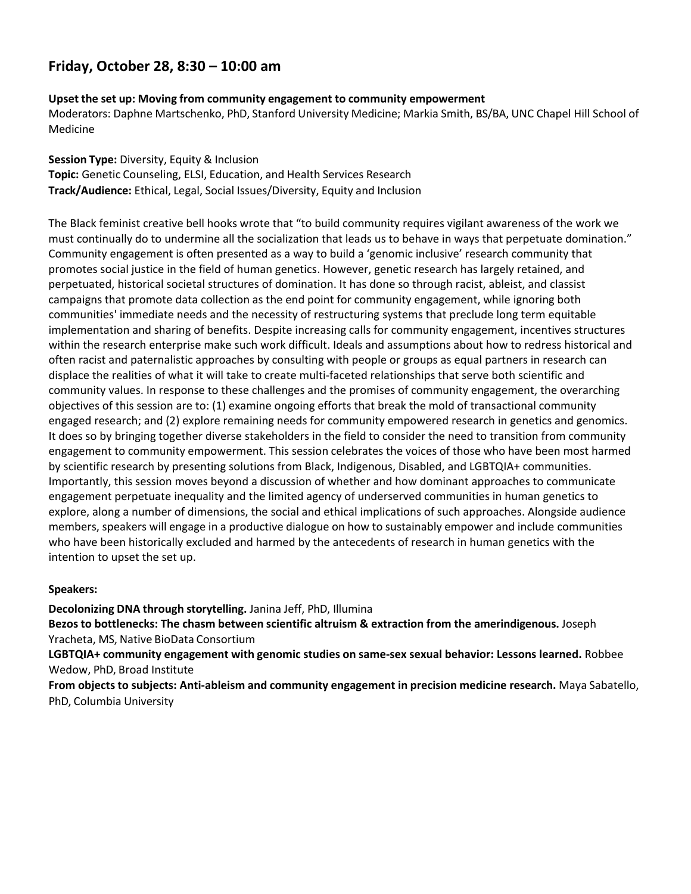## Friday, October 28, 8:30 – 10:00 am

**Upset the set up: Moving from community engagement to community empowerment**
Moderators: Daphne Martschenko, PhD, Stanford University Medicine; Markia Smith, BS/BA, UNC Chapel Hill School of Medicine

**Session Type:** Diversity, Equity & Inclusion
**Topic:** Genetic Counseling, ELSI, Education, and Health Services Research
**Track/Audience:** Ethical, Legal, Social Issues/Diversity, Equity and Inclusion

The Black feminist creative bell hooks wrote that "to build community requires vigilant awareness of the work we must continually do to undermine all the socialization that leads us to behave in ways that perpetuate domination." Community engagement is often presented as a way to build a 'genomic inclusive' research community that promotes social justice in the field of human genetics. However, genetic research has largely retained, and perpetuated, historical societal structures of domination. It has done so through racist, ableist, and classist campaigns that promote data collection as the end point for community engagement, while ignoring both communities' immediate needs and the necessity of restructuring systems that preclude long term equitable implementation and sharing of benefits. Despite increasing calls for community engagement, incentives structures within the research enterprise make such work difficult. Ideals and assumptions about how to redress historical and often racist and paternalistic approaches by consulting with people or groups as equal partners in research can displace the realities of what it will take to create multi-faceted relationships that serve both scientific and community values. In response to these challenges and the promises of community engagement, the overarching objectives of this session are to: (1) examine ongoing efforts that break the mold of transactional community engaged research; and (2) explore remaining needs for community empowered research in genetics and genomics. It does so by bringing together diverse stakeholders in the field to consider the need to transition from community engagement to community empowerment. This session celebrates the voices of those who have been most harmed by scientific research by presenting solutions from Black, Indigenous, Disabled, and LGBTQIA+ communities. Importantly, this session moves beyond a discussion of whether and how dominant approaches to communicate engagement perpetuate inequality and the limited agency of underserved communities in human genetics to explore, along a number of dimensions, the social and ethical implications of such approaches. Alongside audience members, speakers will engage in a productive dialogue on how to sustainably empower and include communities who have been historically excluded and harmed by the antecedents of research in human genetics with the intention to upset the set up.

**Speakers:**

**Decolonizing DNA through storytelling.** Janina Jeff, PhD, Illumina
**Bezos to bottlenecks: The chasm between scientific altruism & extraction from the amerindigenous.** Joseph Yracheta, MS, Native BioData Consortium
**LGBTQIA+ community engagement with genomic studies on same-sex sexual behavior: Lessons learned.** Robbee Wedow, PhD, Broad Institute
**From objects to subjects: Anti-ableism and community engagement in precision medicine research.** Maya Sabatello, PhD, Columbia University